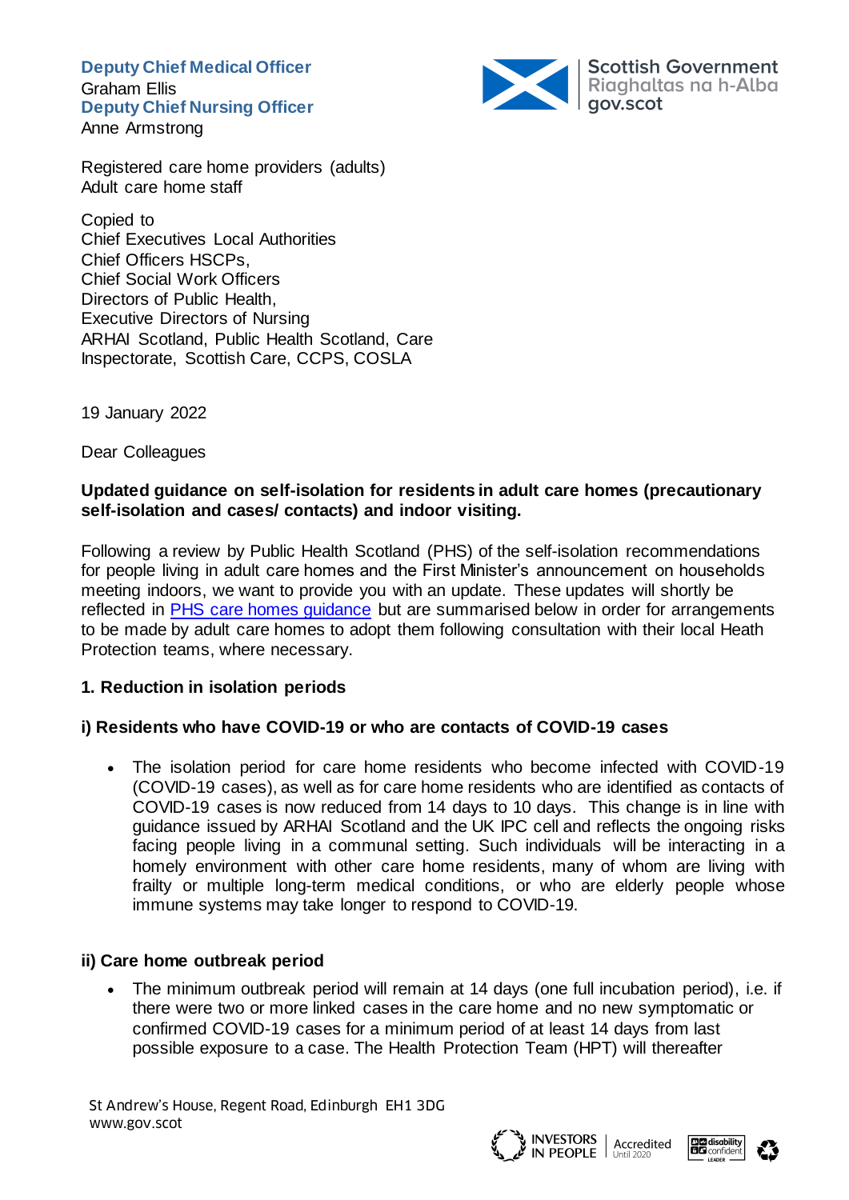**Deputy Chief Medical Officer**
Graham Ellis
**Deputy Chief Nursing Officer**
Anne Armstrong

Scottish Government
Riaghaltas na h-Alba
gov.scot

Registered care home providers (adults)
Adult care home staff

Copied to
Chief Executives Local Authorities
Chief Officers HSCPs,
Chief Social Work Officers
Directors of Public Health,
Executive Directors of Nursing
ARHAI Scotland, Public Health Scotland, Care Inspectorate, Scottish Care, CCPS, COSLA

19 January 2022

Dear Colleagues

**Updated guidance on self-isolation for residents in adult care homes (precautionary self-isolation and cases/ contacts) and indoor visiting.**

Following a review by Public Health Scotland (PHS) of the self-isolation recommendations for people living in adult care homes and the First Minister's announcement on households meeting indoors, we want to provide you with an update. These updates will shortly be reflected in PHS care homes guidance but are summarised below in order for arrangements to be made by adult care homes to adopt them following consultation with their local Heath Protection teams, where necessary.

**1. Reduction in isolation periods**

**i) Residents who have COVID-19 or who are contacts of COVID-19 cases**

- The isolation period for care home residents who become infected with COVID-19 (COVID-19 cases), as well as for care home residents who are identified as contacts of COVID-19 cases is now reduced from 14 days to 10 days. This change is in line with guidance issued by ARHAI Scotland and the UK IPC cell and reflects the ongoing risks facing people living in a communal setting. Such individuals will be interacting in a homely environment with other care home residents, many of whom are living with frailty or multiple long-term medical conditions, or who are elderly people whose immune systems may take longer to respond to COVID-19.

**ii) Care home outbreak period**

- The minimum outbreak period will remain at 14 days (one full incubation period), i.e. if there were two or more linked cases in the care home and no new symptomatic or confirmed COVID-19 cases for a minimum period of at least 14 days from last possible exposure to a case. The Health Protection Team (HPT) will thereafter

St Andrew's House, Regent Road, Edinburgh EH1 3DG
www.gov.scot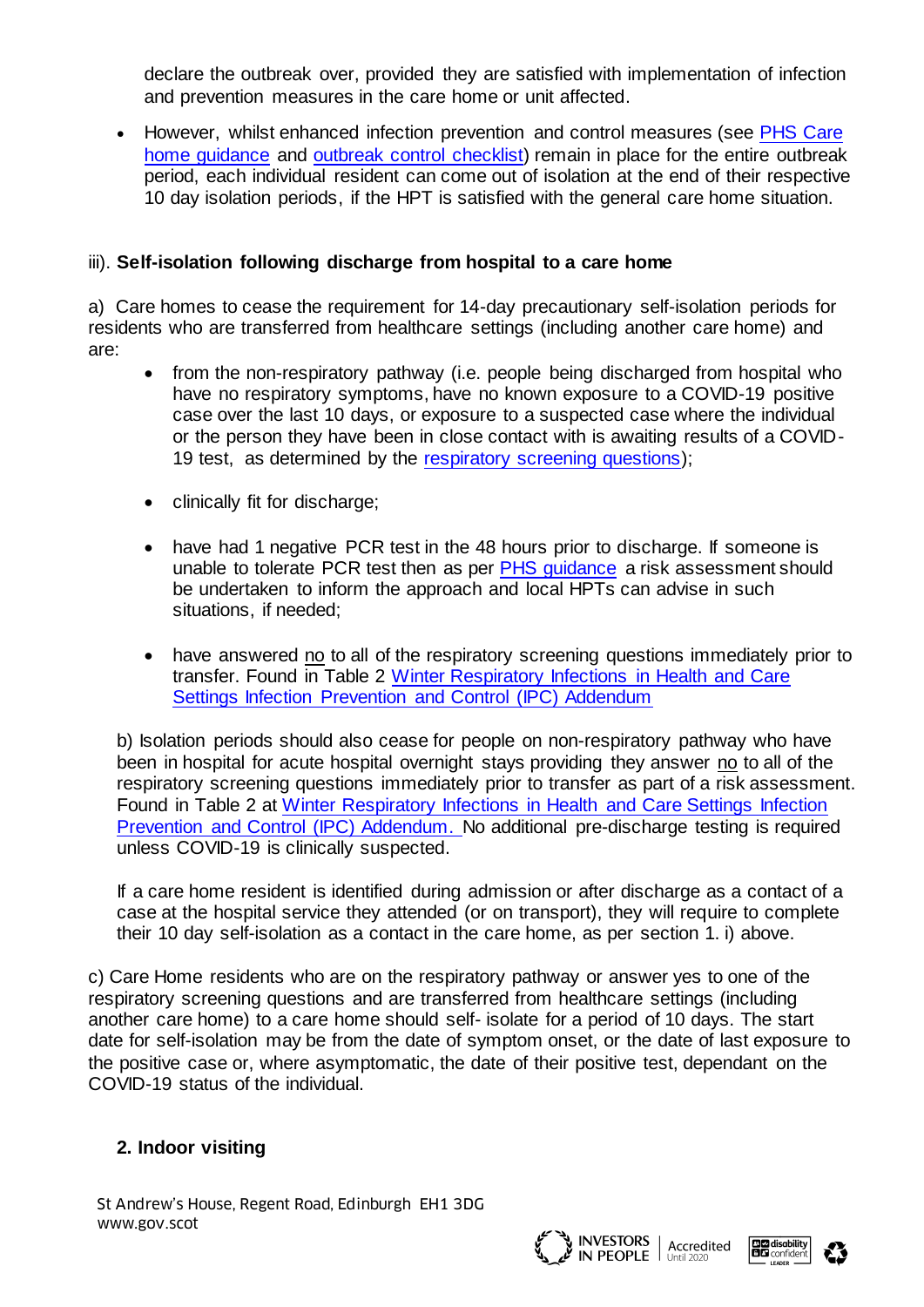declare the outbreak over, provided they are satisfied with implementation of infection and prevention measures in the care home or unit affected.

- However, whilst enhanced infection prevention and control measures (see [PHS Care home guidance]() and [outbreak control checklist]()) remain in place for the entire outbreak period, each individual resident can come out of isolation at the end of their respective 10 day isolation periods, if the HPT is satisfied with the general care home situation.

iii). **Self-isolation following discharge from hospital to a care home**

a) Care homes to cease the requirement for 14-day precautionary self-isolation periods for residents who are transferred from healthcare settings (including another care home) and are:

- from the non-respiratory pathway (i.e. people being discharged from hospital who have no respiratory symptoms, have no known exposure to a COVID-19 positive case over the last 10 days, or exposure to a suspected case where the individual or the person they have been in close contact with is awaiting results of a COVID-19 test, as determined by the [respiratory screening questions]());
- clinically fit for discharge;
- have had 1 negative PCR test in the 48 hours prior to discharge. If someone is unable to tolerate PCR test then as per [PHS guidance]() a risk assessment should be undertaken to inform the approach and local HPTs can advise in such situations, if needed;
- have answered no to all of the respiratory screening questions immediately prior to transfer. Found in Table 2 [Winter Respiratory Infections in Health and Care Settings Infection Prevention and Control (IPC) Addendum]()

b) Isolation periods should also cease for people on non-respiratory pathway who have been in hospital for acute hospital overnight stays providing they answer no to all of the respiratory screening questions immediately prior to transfer as part of a risk assessment. Found in Table 2 at [Winter Respiratory Infections in Health and Care Settings Infection Prevention and Control (IPC) Addendum.]() No additional pre-discharge testing is required unless COVID-19 is clinically suspected.

If a care home resident is identified during admission or after discharge as a contact of a case at the hospital service they attended (or on transport), they will require to complete their 10 day self-isolation as a contact in the care home, as per section 1. i) above.

c) Care Home residents who are on the respiratory pathway or answer yes to one of the respiratory screening questions and are transferred from healthcare settings (including another care home) to a care home should self- isolate for a period of 10 days. The start date for self-isolation may be from the date of symptom onset, or the date of last exposure to the positive case or, where asymptomatic, the date of their positive test, dependant on the COVID-19 status of the individual.

## 2. Indoor visiting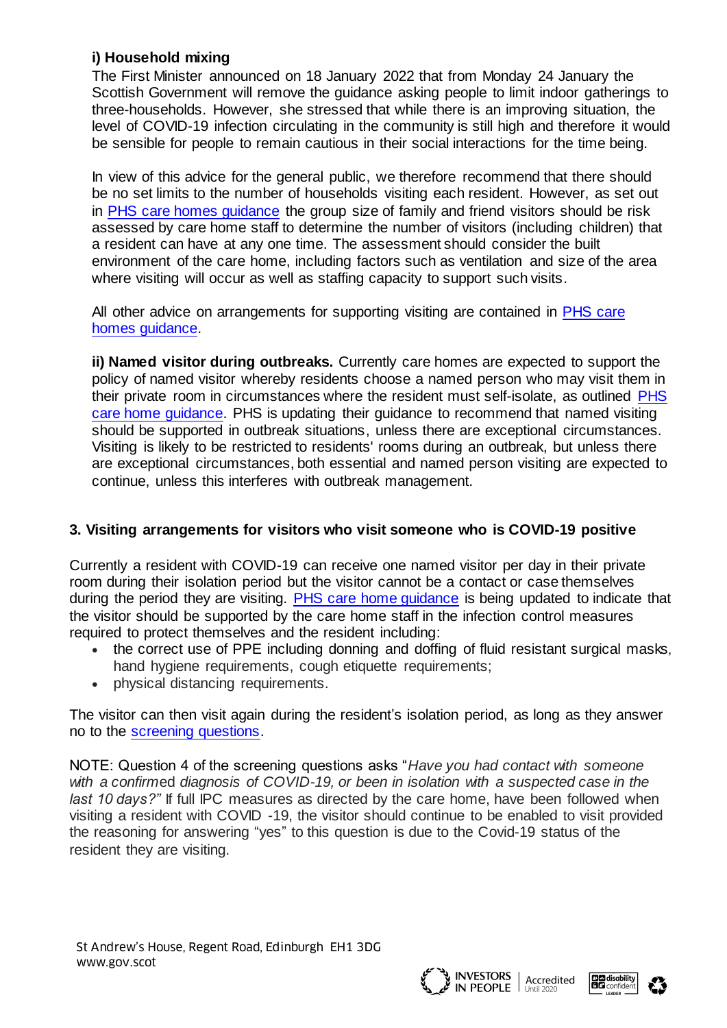**i) Household mixing**

The First Minister announced on 18 January 2022 that from Monday 24 January the Scottish Government will remove the guidance asking people to limit indoor gatherings to three-households. However, she stressed that while there is an improving situation, the level of COVID-19 infection circulating in the community is still high and therefore it would be sensible for people to remain cautious in their social interactions for the time being.

In view of this advice for the general public, we therefore recommend that there should be no set limits to the number of households visiting each resident. However, as set out in PHS care homes guidance the group size of family and friend visitors should be risk assessed by care home staff to determine the number of visitors (including children) that a resident can have at any one time. The assessment should consider the built environment of the care home, including factors such as ventilation and size of the area where visiting will occur as well as staffing capacity to support such visits.

All other advice on arrangements for supporting visiting are contained in PHS care homes guidance.

**ii) Named visitor during outbreaks.** Currently care homes are expected to support the policy of named visitor whereby residents choose a named person who may visit them in their private room in circumstances where the resident must self-isolate, as outlined PHS care home guidance. PHS is updating their guidance to recommend that named visiting should be supported in outbreak situations, unless there are exceptional circumstances. Visiting is likely to be restricted to residents' rooms during an outbreak, but unless there are exceptional circumstances, both essential and named person visiting are expected to continue, unless this interferes with outbreak management.

## 3. Visiting arrangements for visitors who visit someone who is COVID-19 positive

Currently a resident with COVID-19 can receive one named visitor per day in their private room during their isolation period but the visitor cannot be a contact or case themselves during the period they are visiting. PHS care home guidance is being updated to indicate that the visitor should be supported by the care home staff in the infection control measures required to protect themselves and the resident including:

- the correct use of PPE including donning and doffing of fluid resistant surgical masks, hand hygiene requirements, cough etiquette requirements;
- physical distancing requirements.

The visitor can then visit again during the resident's isolation period, as long as they answer no to the screening questions.

NOTE: Question 4 of the screening questions asks "*Have you had contact with someone with a confirmed diagnosis of COVID-19, or been in isolation with a suspected case in the last 10 days?"* If full IPC measures as directed by the care home, have been followed when visiting a resident with COVID -19, the visitor should continue to be enabled to visit provided the reasoning for answering "yes" to this question is due to the Covid-19 status of the resident they are visiting.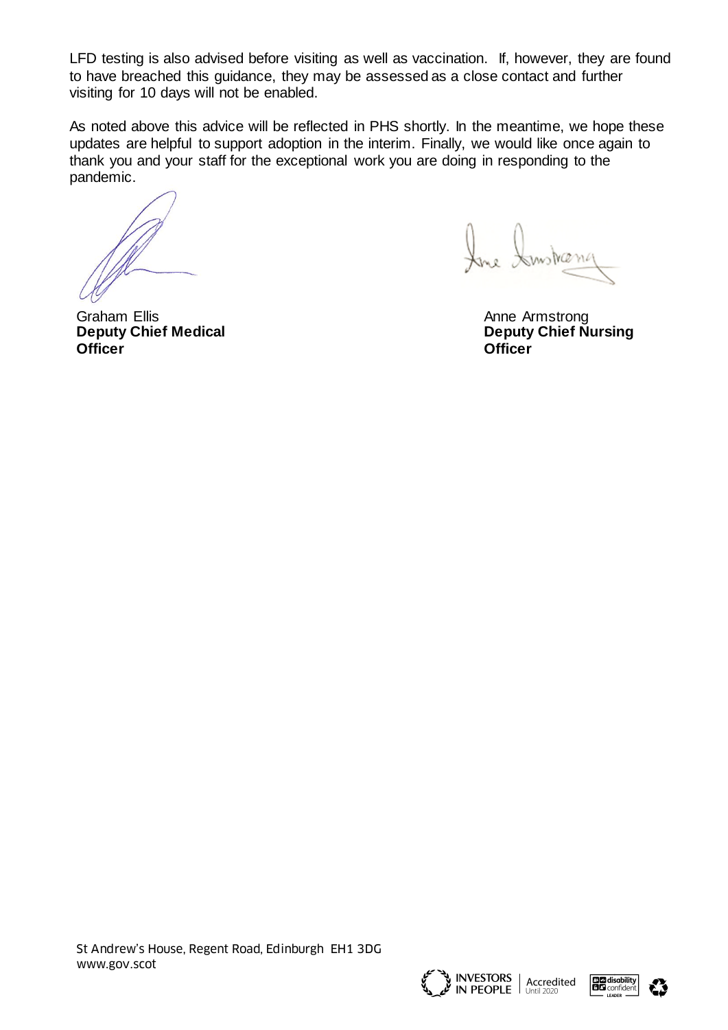LFD testing is also advised before visiting as well as vaccination. If, however, they are found to have breached this guidance, they may be assessed as a close contact and further visiting for 10 days will not be enabled.

As noted above this advice will be reflected in PHS shortly. In the meantime, we hope these updates are helpful to support adoption in the interim. Finally, we would like once again to thank you and your staff for the exceptional work you are doing in responding to the pandemic.

Graham Ellis
**Deputy Chief Medical Officer**

Anne Armstrong
**Deputy Chief Nursing Officer**

St Andrew's House, Regent Road, Edinburgh EH1 3DG
www.gov.scot